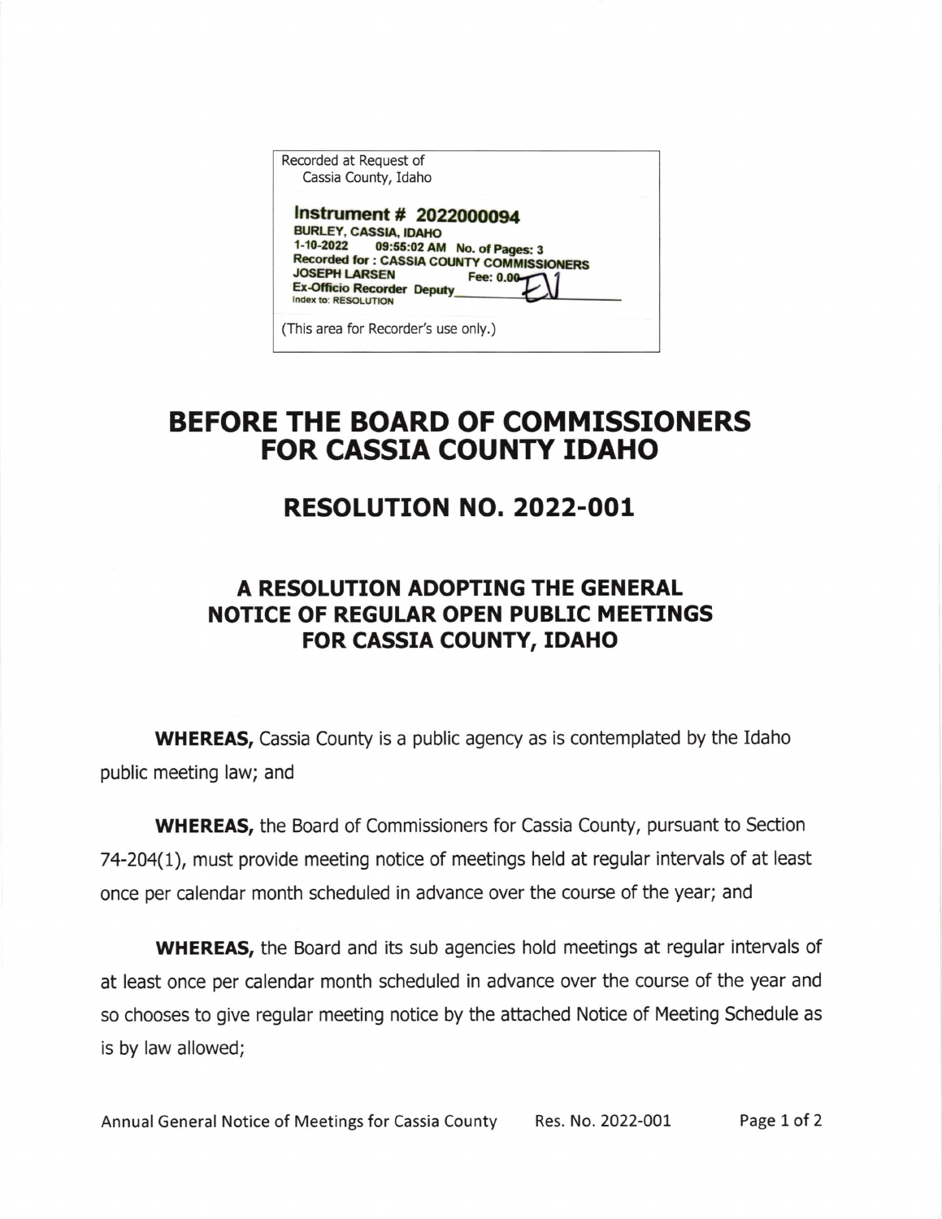Recorded at Request of
Cassia County, Idaho

**Instrument # 2022000094**
BURLEY, CASSIA, IDAHO
1-10-2022 09:55:02 AM No. of Pages: 3
Recorded for : CASSIA COUNTY COMMISSIONERS
JOSEPH LARSEN Fee: 0.00
Ex-Officio Recorder Deputy EV
Index to: RESOLUTION

(This area for Recorder's use only.)

# BEFORE THE BOARD OF COMMISSIONERS FOR CASSIA COUNTY IDAHO

## RESOLUTION NO. 2022-001

### A RESOLUTION ADOPTING THE GENERAL NOTICE OF REGULAR OPEN PUBLIC MEETINGS FOR CASSIA COUNTY, IDAHO

**WHEREAS,** Cassia County is a public agency as is contemplated by the Idaho public meeting law; and

**WHEREAS,** the Board of Commissioners for Cassia County, pursuant to Section 74-204(1), must provide meeting notice of meetings held at regular intervals of at least once per calendar month scheduled in advance over the course of the year; and

**WHEREAS,** the Board and its sub agencies hold meetings at regular intervals of at least once per calendar month scheduled in advance over the course of the year and so chooses to give regular meeting notice by the attached Notice of Meeting Schedule as is by law allowed;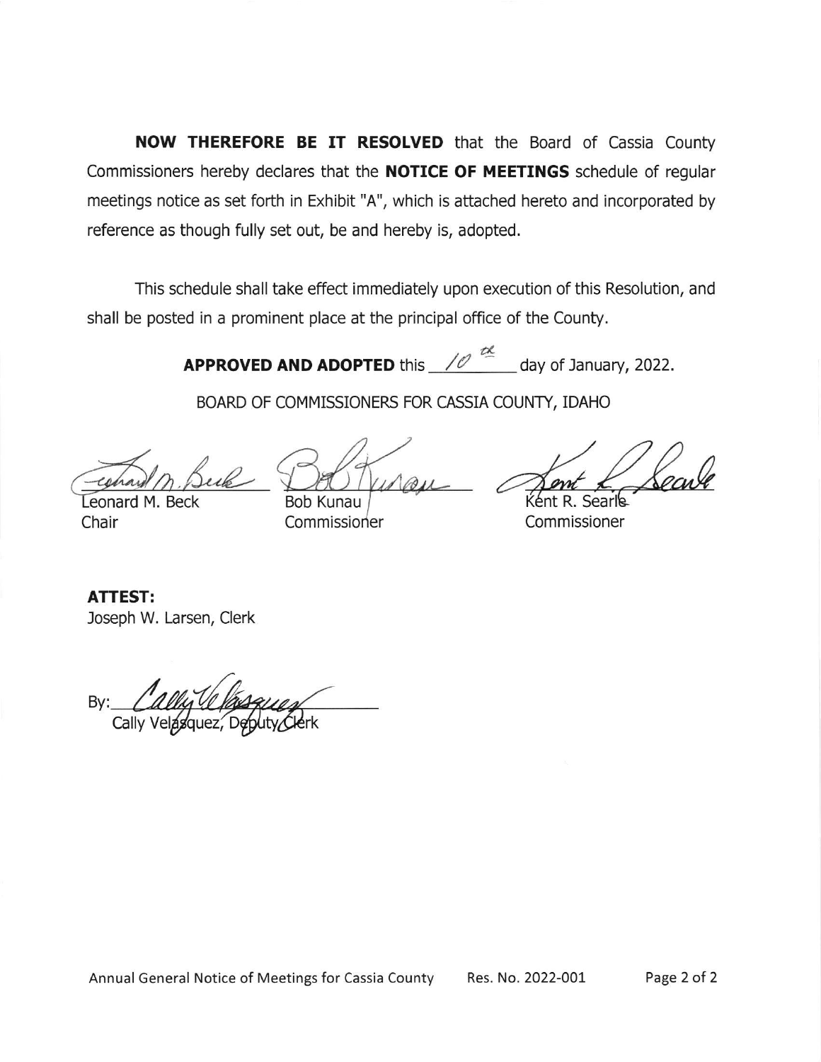**NOW THEREFORE BE IT RESOLVED** that the Board of Cassia County Commissioners hereby declares that the **NOTICE OF MEETINGS** schedule of regular meetings notice as set forth in Exhibit "A", which is attached hereto and incorporated by reference as though fully set out, be and hereby is, adopted.

This schedule shall take effect immediately upon execution of this Resolution, and shall be posted in a prominent place at the principal office of the County.

**APPROVED AND ADOPTED** this 10th day of January, 2022.

BOARD OF COMMISSIONERS FOR CASSIA COUNTY, IDAHO

| | | |
|---|---|---|
| Leonard M. Beck | Bob Kunau | Kent R. Searle |
| Chair | Commissioner | Commissioner |

**ATTEST:**
Joseph W. Larsen, Clerk

By: Cally Velasquez, Deputy Clerk